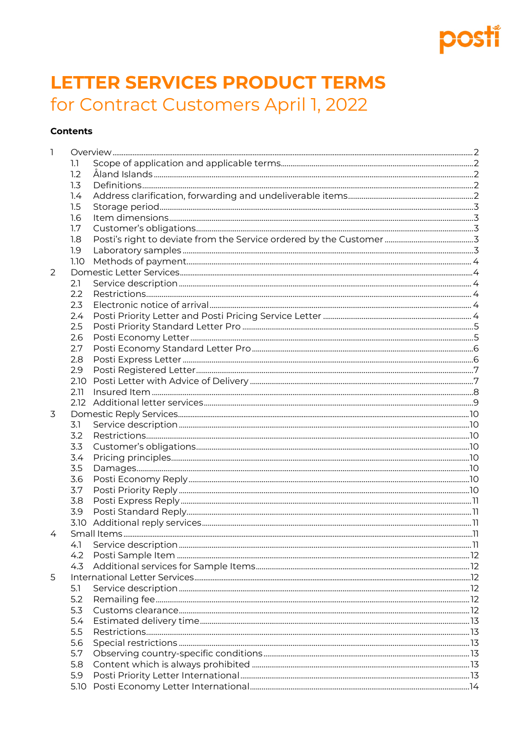# LETTER SERVICES PRODUCT TERMS

## for Contract Customers April 1, 2022

**Contents**

- 1 Overview ..... 2
  - 1.1 Scope of application and applicable terms ..... 2
  - 1.2 Åland Islands ..... 2
  - 1.3 Definitions ..... 2
  - 1.4 Address clarification, forwarding and undeliverable items ..... 2
  - 1.5 Storage period ..... 3
  - 1.6 Item dimensions ..... 3
  - 1.7 Customer's obligations ..... 3
  - 1.8 Posti's right to deviate from the Service ordered by the Customer ..... 3
  - 1.9 Laboratory samples ..... 3
  - 1.10 Methods of payment ..... 4
- 2 Domestic Letter Services ..... 4
  - 2.1 Service description ..... 4
  - 2.2 Restrictions ..... 4
  - 2.3 Electronic notice of arrival ..... 4
  - 2.4 Posti Priority Letter and Posti Pricing Service Letter ..... 4
  - 2.5 Posti Priority Standard Letter Pro ..... 5
  - 2.6 Posti Economy Letter ..... 5
  - 2.7 Posti Economy Standard Letter Pro ..... 6
  - 2.8 Posti Express Letter ..... 6
  - 2.9 Posti Registered Letter ..... 7
  - 2.10 Posti Letter with Advice of Delivery ..... 7
  - 2.11 Insured Item ..... 8
  - 2.12 Additional letter services ..... 9
- 3 Domestic Reply Services ..... 10
  - 3.1 Service description ..... 10
  - 3.2 Restrictions ..... 10
  - 3.3 Customer's obligations ..... 10
  - 3.4 Pricing principles ..... 10
  - 3.5 Damages ..... 10
  - 3.6 Posti Economy Reply ..... 10
  - 3.7 Posti Priority Reply ..... 10
  - 3.8 Posti Express Reply ..... 11
  - 3.9 Posti Standard Reply ..... 11
  - 3.10 Additional reply services ..... 11
- 4 Small Items ..... 11
  - 4.1 Service description ..... 11
  - 4.2 Posti Sample Item ..... 12
  - 4.3 Additional services for Sample Items ..... 12
- 5 International Letter Services ..... 12
  - 5.1 Service description ..... 12
  - 5.2 Remailing fee ..... 12
  - 5.3 Customs clearance ..... 12
  - 5.4 Estimated delivery time ..... 13
  - 5.5 Restrictions ..... 13
  - 5.6 Special restrictions ..... 13
  - 5.7 Observing country-specific conditions ..... 13
  - 5.8 Content which is always prohibited ..... 13
  - 5.9 Posti Priority Letter International ..... 13
  - 5.10 Posti Economy Letter International ..... 14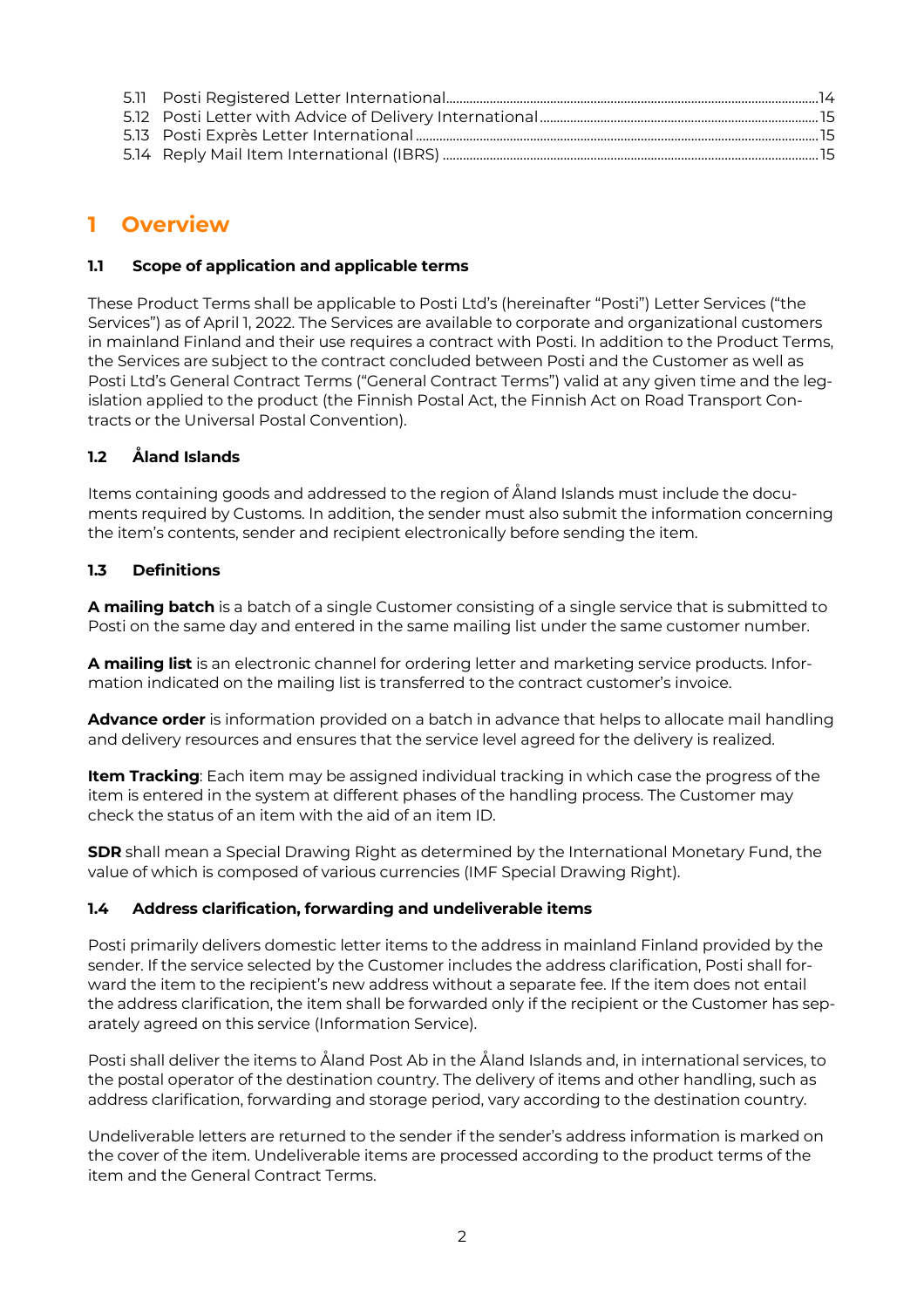5.11 Posti Registered Letter International ..... 14
5.12 Posti Letter with Advice of Delivery International ..... 15
5.13 Posti Exprès Letter International ..... 15
5.14 Reply Mail Item International (IBRS) ..... 15

# 1 Overview

### 1.1 Scope of application and applicable terms

These Product Terms shall be applicable to Posti Ltd's (hereinafter "Posti") Letter Services ("the Services") as of April 1, 2022. The Services are available to corporate and organizational customers in mainland Finland and their use requires a contract with Posti. In addition to the Product Terms, the Services are subject to the contract concluded between Posti and the Customer as well as Posti Ltd's General Contract Terms ("General Contract Terms") valid at any given time and the legislation applied to the product (the Finnish Postal Act, the Finnish Act on Road Transport Contracts or the Universal Postal Convention).

### 1.2 Åland Islands

Items containing goods and addressed to the region of Åland Islands must include the documents required by Customs. In addition, the sender must also submit the information concerning the item's contents, sender and recipient electronically before sending the item.

### 1.3 Definitions

**A mailing batch** is a batch of a single Customer consisting of a single service that is submitted to Posti on the same day and entered in the same mailing list under the same customer number.

**A mailing list** is an electronic channel for ordering letter and marketing service products. Information indicated on the mailing list is transferred to the contract customer's invoice.

**Advance order** is information provided on a batch in advance that helps to allocate mail handling and delivery resources and ensures that the service level agreed for the delivery is realized.

**Item Tracking**: Each item may be assigned individual tracking in which case the progress of the item is entered in the system at different phases of the handling process. The Customer may check the status of an item with the aid of an item ID.

**SDR** shall mean a Special Drawing Right as determined by the International Monetary Fund, the value of which is composed of various currencies (IMF Special Drawing Right).

### 1.4 Address clarification, forwarding and undeliverable items

Posti primarily delivers domestic letter items to the address in mainland Finland provided by the sender. If the service selected by the Customer includes the address clarification, Posti shall forward the item to the recipient's new address without a separate fee. If the item does not entail the address clarification, the item shall be forwarded only if the recipient or the Customer has separately agreed on this service (Information Service).

Posti shall deliver the items to Åland Post Ab in the Åland Islands and, in international services, to the postal operator of the destination country. The delivery of items and other handling, such as address clarification, forwarding and storage period, vary according to the destination country.

Undeliverable letters are returned to the sender if the sender's address information is marked on the cover of the item. Undeliverable items are processed according to the product terms of the item and the General Contract Terms.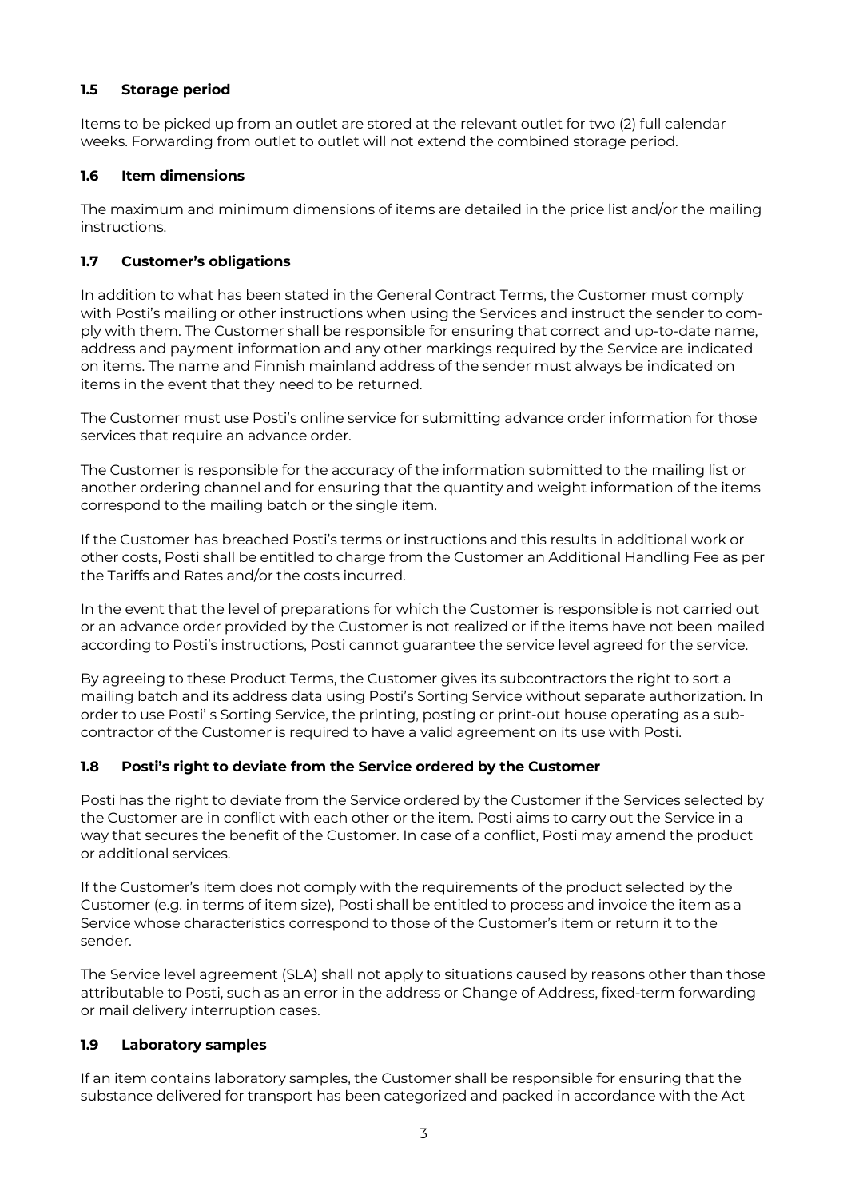### 1.5 Storage period

Items to be picked up from an outlet are stored at the relevant outlet for two (2) full calendar weeks. Forwarding from outlet to outlet will not extend the combined storage period.

### 1.6 Item dimensions

The maximum and minimum dimensions of items are detailed in the price list and/or the mailing instructions.

### 1.7 Customer's obligations

In addition to what has been stated in the General Contract Terms, the Customer must comply with Posti's mailing or other instructions when using the Services and instruct the sender to comply with them. The Customer shall be responsible for ensuring that correct and up-to-date name, address and payment information and any other markings required by the Service are indicated on items. The name and Finnish mainland address of the sender must always be indicated on items in the event that they need to be returned.

The Customer must use Posti's online service for submitting advance order information for those services that require an advance order.

The Customer is responsible for the accuracy of the information submitted to the mailing list or another ordering channel and for ensuring that the quantity and weight information of the items correspond to the mailing batch or the single item.

If the Customer has breached Posti's terms or instructions and this results in additional work or other costs, Posti shall be entitled to charge from the Customer an Additional Handling Fee as per the Tariffs and Rates and/or the costs incurred.

In the event that the level of preparations for which the Customer is responsible is not carried out or an advance order provided by the Customer is not realized or if the items have not been mailed according to Posti's instructions, Posti cannot guarantee the service level agreed for the service.

By agreeing to these Product Terms, the Customer gives its subcontractors the right to sort a mailing batch and its address data using Posti's Sorting Service without separate authorization. In order to use Posti' s Sorting Service, the printing, posting or print-out house operating as a subcontractor of the Customer is required to have a valid agreement on its use with Posti.

### 1.8 Posti's right to deviate from the Service ordered by the Customer

Posti has the right to deviate from the Service ordered by the Customer if the Services selected by the Customer are in conflict with each other or the item. Posti aims to carry out the Service in a way that secures the benefit of the Customer. In case of a conflict, Posti may amend the product or additional services.

If the Customer's item does not comply with the requirements of the product selected by the Customer (e.g. in terms of item size), Posti shall be entitled to process and invoice the item as a Service whose characteristics correspond to those of the Customer's item or return it to the sender.

The Service level agreement (SLA) shall not apply to situations caused by reasons other than those attributable to Posti, such as an error in the address or Change of Address, fixed-term forwarding or mail delivery interruption cases.

### 1.9 Laboratory samples

If an item contains laboratory samples, the Customer shall be responsible for ensuring that the substance delivered for transport has been categorized and packed in accordance with the Act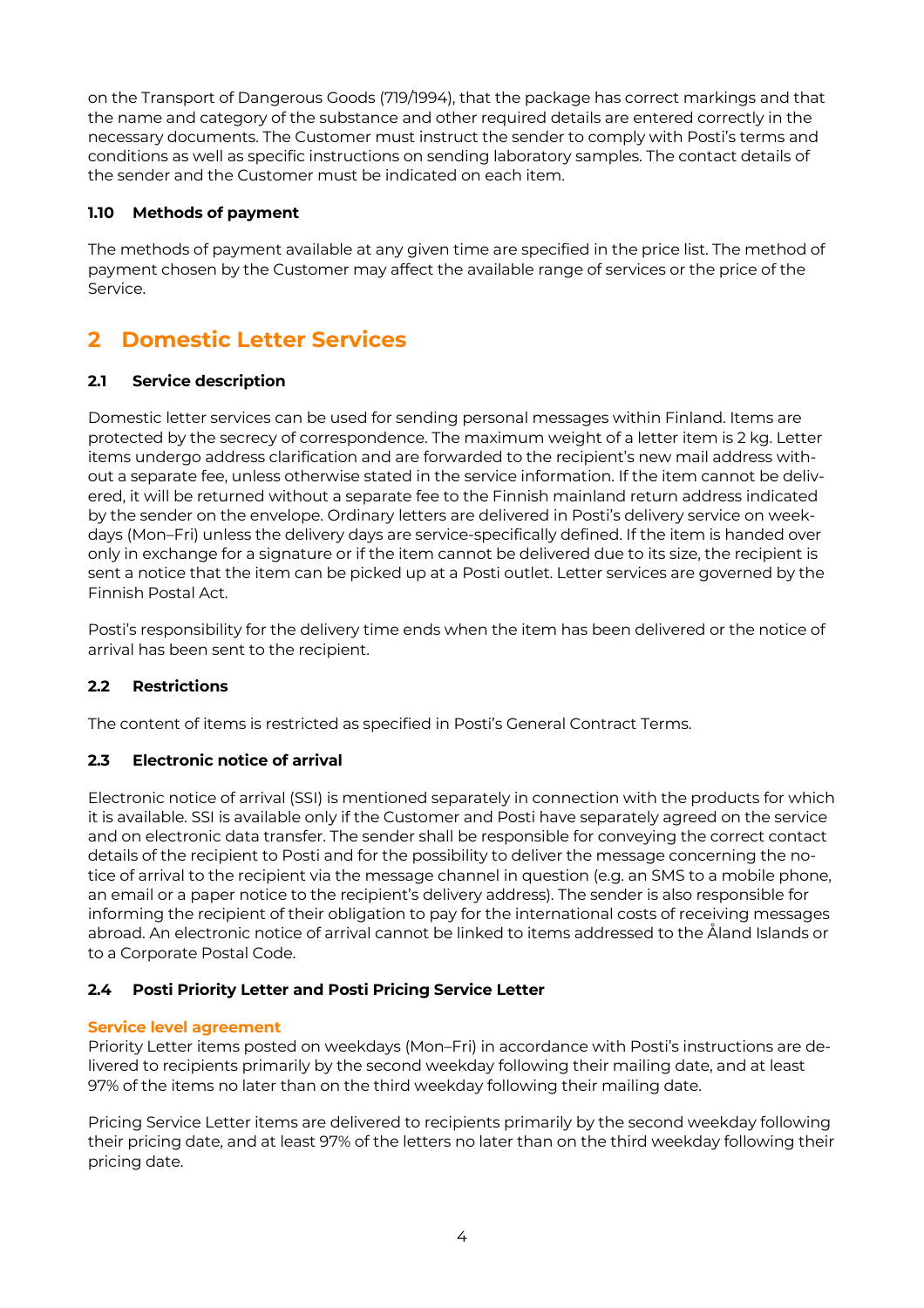on the Transport of Dangerous Goods (719/1994), that the package has correct markings and that the name and category of the substance and other required details are entered correctly in the necessary documents. The Customer must instruct the sender to comply with Posti's terms and conditions as well as specific instructions on sending laboratory samples. The contact details of the sender and the Customer must be indicated on each item.

### 1.10 Methods of payment

The methods of payment available at any given time are specified in the price list. The method of payment chosen by the Customer may affect the available range of services or the price of the Service.

## 2 Domestic Letter Services

### 2.1 Service description

Domestic letter services can be used for sending personal messages within Finland. Items are protected by the secrecy of correspondence. The maximum weight of a letter item is 2 kg. Letter items undergo address clarification and are forwarded to the recipient's new mail address without a separate fee, unless otherwise stated in the service information. If the item cannot be delivered, it will be returned without a separate fee to the Finnish mainland return address indicated by the sender on the envelope. Ordinary letters are delivered in Posti's delivery service on weekdays (Mon–Fri) unless the delivery days are service-specifically defined. If the item is handed over only in exchange for a signature or if the item cannot be delivered due to its size, the recipient is sent a notice that the item can be picked up at a Posti outlet. Letter services are governed by the Finnish Postal Act.

Posti's responsibility for the delivery time ends when the item has been delivered or the notice of arrival has been sent to the recipient.

### 2.2 Restrictions

The content of items is restricted as specified in Posti's General Contract Terms.

### 2.3 Electronic notice of arrival

Electronic notice of arrival (SSI) is mentioned separately in connection with the products for which it is available. SSI is available only if the Customer and Posti have separately agreed on the service and on electronic data transfer. The sender shall be responsible for conveying the correct contact details of the recipient to Posti and for the possibility to deliver the message concerning the notice of arrival to the recipient via the message channel in question (e.g. an SMS to a mobile phone, an email or a paper notice to the recipient's delivery address). The sender is also responsible for informing the recipient of their obligation to pay for the international costs of receiving messages abroad. An electronic notice of arrival cannot be linked to items addressed to the Åland Islands or to a Corporate Postal Code.

### 2.4 Posti Priority Letter and Posti Pricing Service Letter

**Service level agreement**

Priority Letter items posted on weekdays (Mon–Fri) in accordance with Posti's instructions are delivered to recipients primarily by the second weekday following their mailing date, and at least 97% of the items no later than on the third weekday following their mailing date.

Pricing Service Letter items are delivered to recipients primarily by the second weekday following their pricing date, and at least 97% of the letters no later than on the third weekday following their pricing date.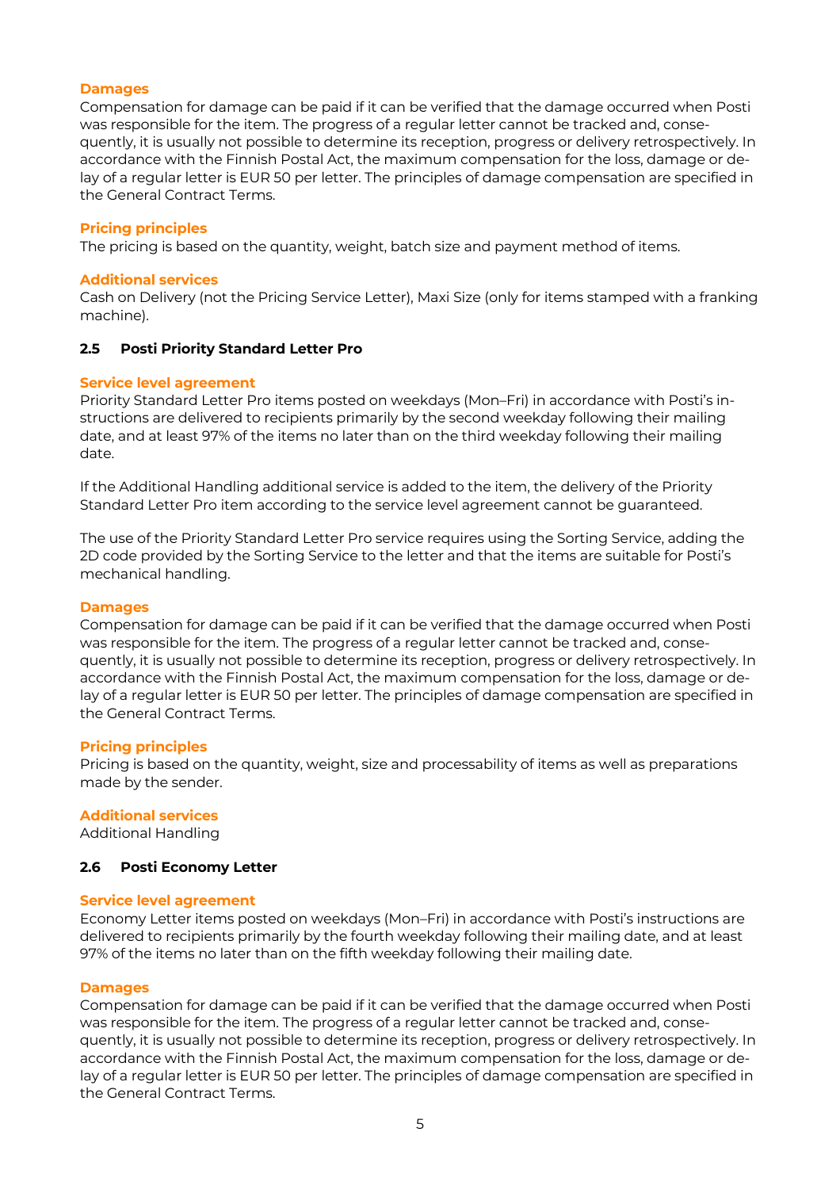#### Damages

Compensation for damage can be paid if it can be verified that the damage occurred when Posti was responsible for the item. The progress of a regular letter cannot be tracked and, consequently, it is usually not possible to determine its reception, progress or delivery retrospectively. In accordance with the Finnish Postal Act, the maximum compensation for the loss, damage or delay of a regular letter is EUR 50 per letter. The principles of damage compensation are specified in the General Contract Terms.

#### Pricing principles

The pricing is based on the quantity, weight, batch size and payment method of items.

#### Additional services

Cash on Delivery (not the Pricing Service Letter), Maxi Size (only for items stamped with a franking machine).

### 2.5 Posti Priority Standard Letter Pro

#### Service level agreement

Priority Standard Letter Pro items posted on weekdays (Mon–Fri) in accordance with Posti's instructions are delivered to recipients primarily by the second weekday following their mailing date, and at least 97% of the items no later than on the third weekday following their mailing date.

If the Additional Handling additional service is added to the item, the delivery of the Priority Standard Letter Pro item according to the service level agreement cannot be guaranteed.

The use of the Priority Standard Letter Pro service requires using the Sorting Service, adding the 2D code provided by the Sorting Service to the letter and that the items are suitable for Posti's mechanical handling.

#### Damages

Compensation for damage can be paid if it can be verified that the damage occurred when Posti was responsible for the item. The progress of a regular letter cannot be tracked and, consequently, it is usually not possible to determine its reception, progress or delivery retrospectively. In accordance with the Finnish Postal Act, the maximum compensation for the loss, damage or delay of a regular letter is EUR 50 per letter. The principles of damage compensation are specified in the General Contract Terms.

#### Pricing principles

Pricing is based on the quantity, weight, size and processability of items as well as preparations made by the sender.

#### Additional services

Additional Handling

### 2.6 Posti Economy Letter

#### Service level agreement

Economy Letter items posted on weekdays (Mon–Fri) in accordance with Posti's instructions are delivered to recipients primarily by the fourth weekday following their mailing date, and at least 97% of the items no later than on the fifth weekday following their mailing date.

#### Damages

Compensation for damage can be paid if it can be verified that the damage occurred when Posti was responsible for the item. The progress of a regular letter cannot be tracked and, consequently, it is usually not possible to determine its reception, progress or delivery retrospectively. In accordance with the Finnish Postal Act, the maximum compensation for the loss, damage or delay of a regular letter is EUR 50 per letter. The principles of damage compensation are specified in the General Contract Terms.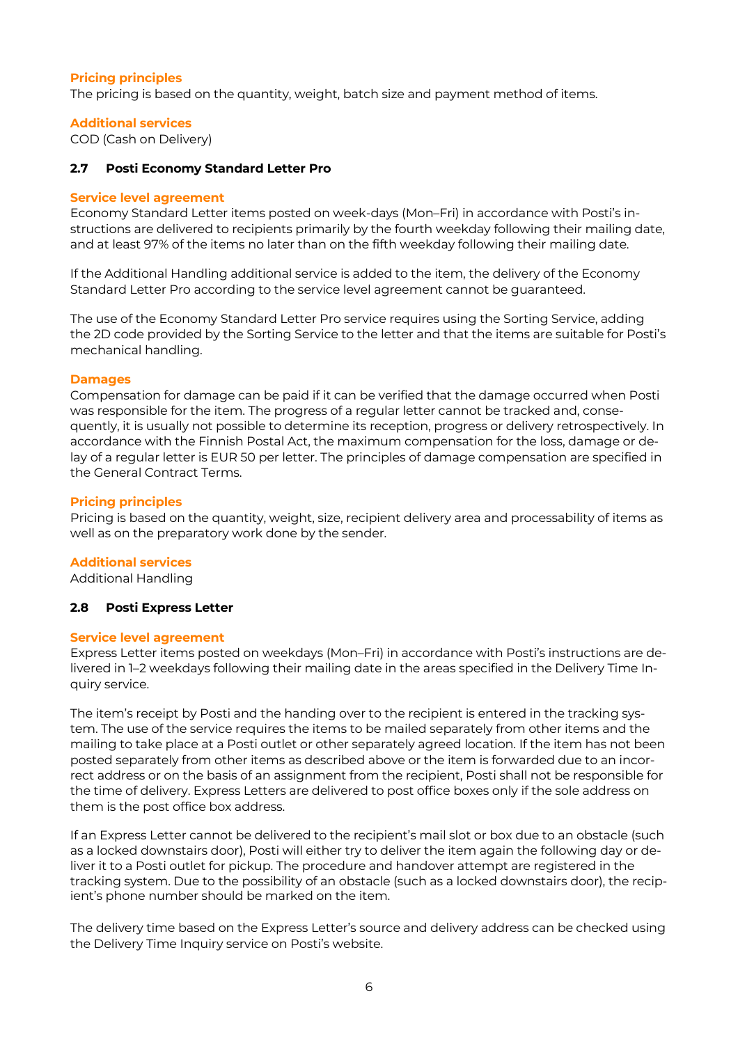**Pricing principles**

The pricing is based on the quantity, weight, batch size and payment method of items.

**Additional services**

COD (Cash on Delivery)

### 2.7 Posti Economy Standard Letter Pro

**Service level agreement**

Economy Standard Letter items posted on week-days (Mon–Fri) in accordance with Posti's instructions are delivered to recipients primarily by the fourth weekday following their mailing date, and at least 97% of the items no later than on the fifth weekday following their mailing date.

If the Additional Handling additional service is added to the item, the delivery of the Economy Standard Letter Pro according to the service level agreement cannot be guaranteed.

The use of the Economy Standard Letter Pro service requires using the Sorting Service, adding the 2D code provided by the Sorting Service to the letter and that the items are suitable for Posti's mechanical handling.

**Damages**

Compensation for damage can be paid if it can be verified that the damage occurred when Posti was responsible for the item. The progress of a regular letter cannot be tracked and, consequently, it is usually not possible to determine its reception, progress or delivery retrospectively. In accordance with the Finnish Postal Act, the maximum compensation for the loss, damage or delay of a regular letter is EUR 50 per letter. The principles of damage compensation are specified in the General Contract Terms.

**Pricing principles**

Pricing is based on the quantity, weight, size, recipient delivery area and processability of items as well as on the preparatory work done by the sender.

**Additional services**

Additional Handling

### 2.8 Posti Express Letter

**Service level agreement**

Express Letter items posted on weekdays (Mon–Fri) in accordance with Posti's instructions are delivered in 1–2 weekdays following their mailing date in the areas specified in the Delivery Time Inquiry service.

The item's receipt by Posti and the handing over to the recipient is entered in the tracking system. The use of the service requires the items to be mailed separately from other items and the mailing to take place at a Posti outlet or other separately agreed location. If the item has not been posted separately from other items as described above or the item is forwarded due to an incorrect address or on the basis of an assignment from the recipient, Posti shall not be responsible for the time of delivery. Express Letters are delivered to post office boxes only if the sole address on them is the post office box address.

If an Express Letter cannot be delivered to the recipient's mail slot or box due to an obstacle (such as a locked downstairs door), Posti will either try to deliver the item again the following day or deliver it to a Posti outlet for pickup. The procedure and handover attempt are registered in the tracking system. Due to the possibility of an obstacle (such as a locked downstairs door), the recipient's phone number should be marked on the item.

The delivery time based on the Express Letter's source and delivery address can be checked using the Delivery Time Inquiry service on Posti's website.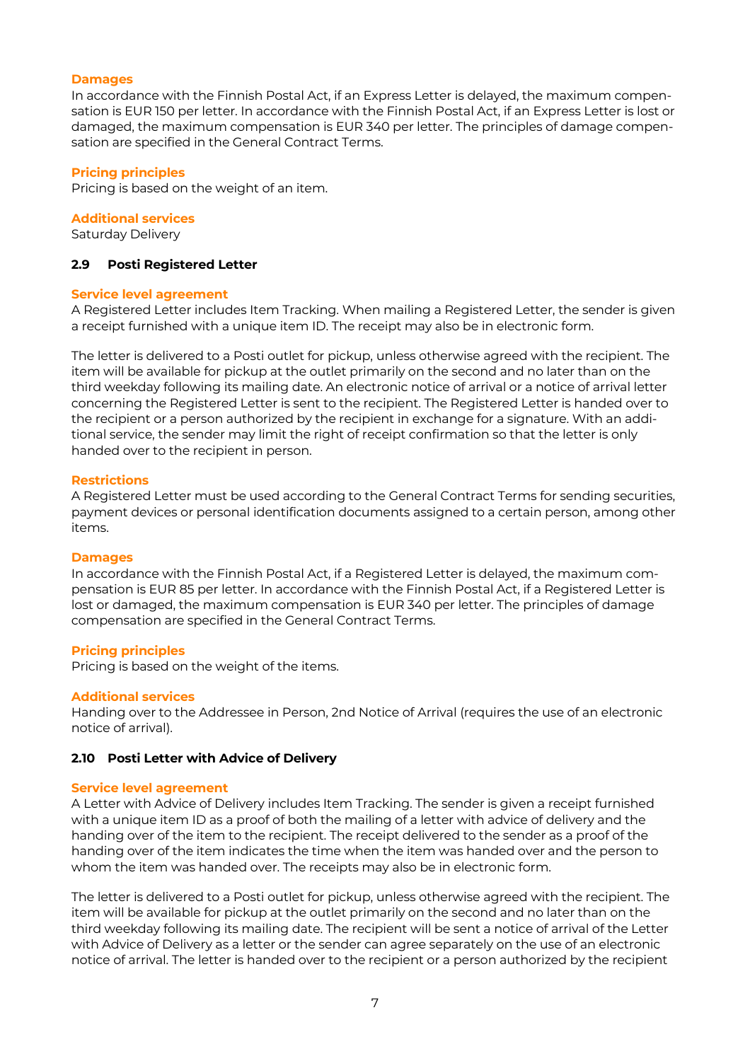#### Damages

In accordance with the Finnish Postal Act, if an Express Letter is delayed, the maximum compensation is EUR 150 per letter. In accordance with the Finnish Postal Act, if an Express Letter is lost or damaged, the maximum compensation is EUR 340 per letter. The principles of damage compensation are specified in the General Contract Terms.

#### Pricing principles

Pricing is based on the weight of an item.

#### Additional services

Saturday Delivery

### 2.9 Posti Registered Letter

#### Service level agreement

A Registered Letter includes Item Tracking. When mailing a Registered Letter, the sender is given a receipt furnished with a unique item ID. The receipt may also be in electronic form.

The letter is delivered to a Posti outlet for pickup, unless otherwise agreed with the recipient. The item will be available for pickup at the outlet primarily on the second and no later than on the third weekday following its mailing date. An electronic notice of arrival or a notice of arrival letter concerning the Registered Letter is sent to the recipient. The Registered Letter is handed over to the recipient or a person authorized by the recipient in exchange for a signature. With an additional service, the sender may limit the right of receipt confirmation so that the letter is only handed over to the recipient in person.

#### Restrictions

A Registered Letter must be used according to the General Contract Terms for sending securities, payment devices or personal identification documents assigned to a certain person, among other items.

#### Damages

In accordance with the Finnish Postal Act, if a Registered Letter is delayed, the maximum compensation is EUR 85 per letter. In accordance with the Finnish Postal Act, if a Registered Letter is lost or damaged, the maximum compensation is EUR 340 per letter. The principles of damage compensation are specified in the General Contract Terms.

#### Pricing principles

Pricing is based on the weight of the items.

#### Additional services

Handing over to the Addressee in Person, 2nd Notice of Arrival (requires the use of an electronic notice of arrival).

### 2.10 Posti Letter with Advice of Delivery

#### Service level agreement

A Letter with Advice of Delivery includes Item Tracking. The sender is given a receipt furnished with a unique item ID as a proof of both the mailing of a letter with advice of delivery and the handing over of the item to the recipient. The receipt delivered to the sender as a proof of the handing over of the item indicates the time when the item was handed over and the person to whom the item was handed over. The receipts may also be in electronic form.

The letter is delivered to a Posti outlet for pickup, unless otherwise agreed with the recipient. The item will be available for pickup at the outlet primarily on the second and no later than on the third weekday following its mailing date. The recipient will be sent a notice of arrival of the Letter with Advice of Delivery as a letter or the sender can agree separately on the use of an electronic notice of arrival. The letter is handed over to the recipient or a person authorized by the recipient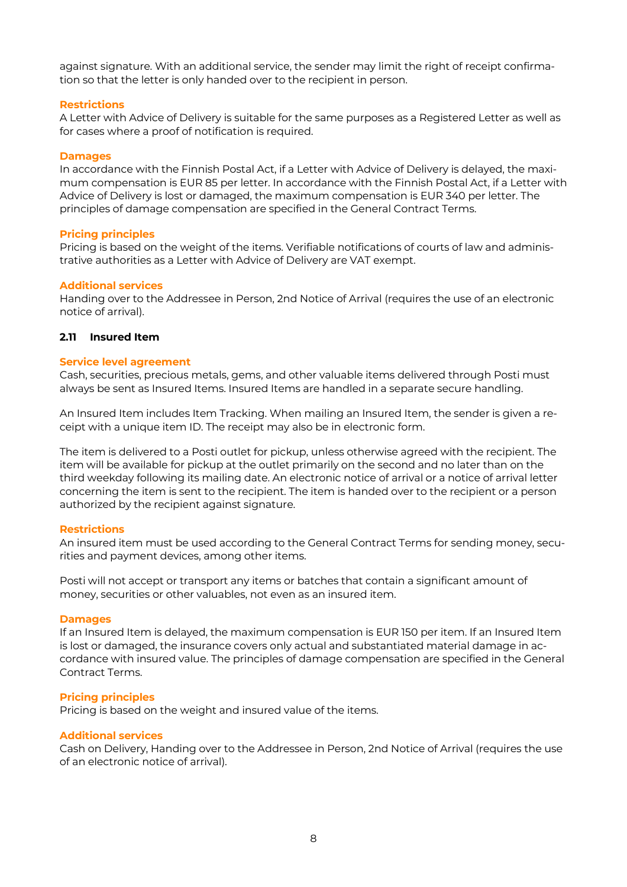against signature. With an additional service, the sender may limit the right of receipt confirmation so that the letter is only handed over to the recipient in person.

#### Restrictions

A Letter with Advice of Delivery is suitable for the same purposes as a Registered Letter as well as for cases where a proof of notification is required.

#### Damages

In accordance with the Finnish Postal Act, if a Letter with Advice of Delivery is delayed, the maximum compensation is EUR 85 per letter. In accordance with the Finnish Postal Act, if a Letter with Advice of Delivery is lost or damaged, the maximum compensation is EUR 340 per letter. The principles of damage compensation are specified in the General Contract Terms.

#### Pricing principles

Pricing is based on the weight of the items. Verifiable notifications of courts of law and administrative authorities as a Letter with Advice of Delivery are VAT exempt.

#### Additional services

Handing over to the Addressee in Person, 2nd Notice of Arrival (requires the use of an electronic notice of arrival).

### 2.11 Insured Item

#### Service level agreement

Cash, securities, precious metals, gems, and other valuable items delivered through Posti must always be sent as Insured Items. Insured Items are handled in a separate secure handling.

An Insured Item includes Item Tracking. When mailing an Insured Item, the sender is given a receipt with a unique item ID. The receipt may also be in electronic form.

The item is delivered to a Posti outlet for pickup, unless otherwise agreed with the recipient. The item will be available for pickup at the outlet primarily on the second and no later than on the third weekday following its mailing date. An electronic notice of arrival or a notice of arrival letter concerning the item is sent to the recipient. The item is handed over to the recipient or a person authorized by the recipient against signature.

#### Restrictions

An insured item must be used according to the General Contract Terms for sending money, securities and payment devices, among other items.

Posti will not accept or transport any items or batches that contain a significant amount of money, securities or other valuables, not even as an insured item.

#### Damages

If an Insured Item is delayed, the maximum compensation is EUR 150 per item. If an Insured Item is lost or damaged, the insurance covers only actual and substantiated material damage in accordance with insured value. The principles of damage compensation are specified in the General Contract Terms.

#### Pricing principles

Pricing is based on the weight and insured value of the items.

#### Additional services

Cash on Delivery, Handing over to the Addressee in Person, 2nd Notice of Arrival (requires the use of an electronic notice of arrival).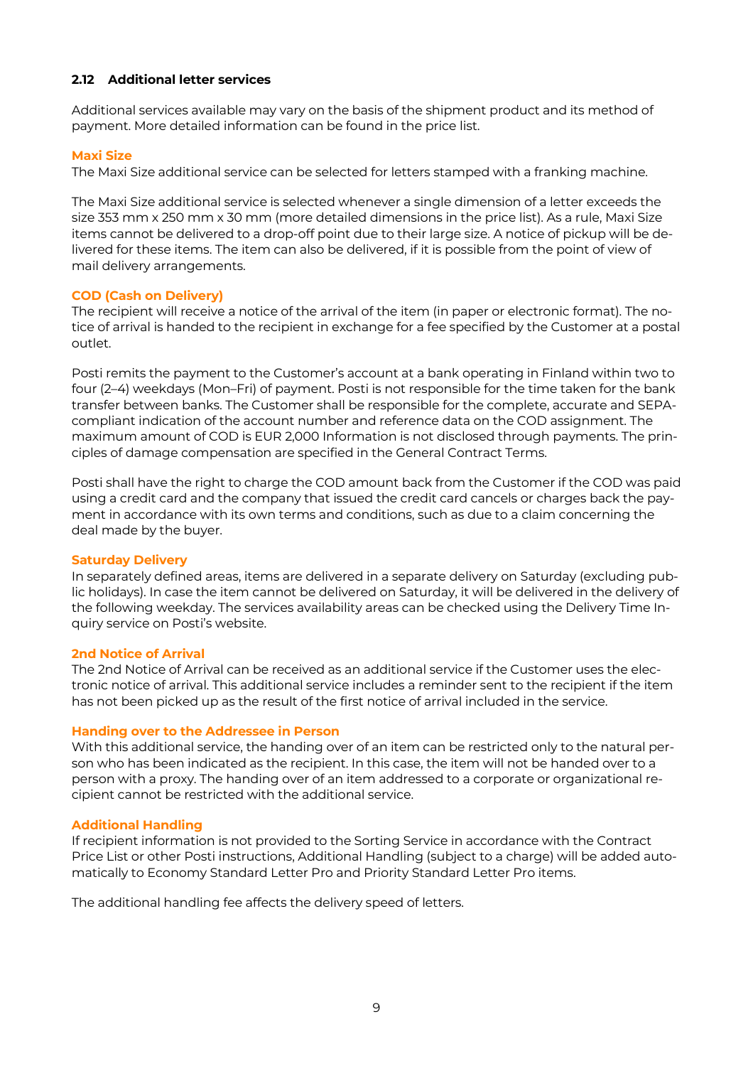### 2.12 Additional letter services

Additional services available may vary on the basis of the shipment product and its method of payment. More detailed information can be found in the price list.

#### Maxi Size

The Maxi Size additional service can be selected for letters stamped with a franking machine.

The Maxi Size additional service is selected whenever a single dimension of a letter exceeds the size 353 mm x 250 mm x 30 mm (more detailed dimensions in the price list). As a rule, Maxi Size items cannot be delivered to a drop-off point due to their large size. A notice of pickup will be delivered for these items. The item can also be delivered, if it is possible from the point of view of mail delivery arrangements.

#### COD (Cash on Delivery)

The recipient will receive a notice of the arrival of the item (in paper or electronic format). The notice of arrival is handed to the recipient in exchange for a fee specified by the Customer at a postal outlet.

Posti remits the payment to the Customer's account at a bank operating in Finland within two to four (2–4) weekdays (Mon–Fri) of payment. Posti is not responsible for the time taken for the bank transfer between banks. The Customer shall be responsible for the complete, accurate and SEPA-compliant indication of the account number and reference data on the COD assignment. The maximum amount of COD is EUR 2,000 Information is not disclosed through payments. The principles of damage compensation are specified in the General Contract Terms.

Posti shall have the right to charge the COD amount back from the Customer if the COD was paid using a credit card and the company that issued the credit card cancels or charges back the payment in accordance with its own terms and conditions, such as due to a claim concerning the deal made by the buyer.

#### Saturday Delivery

In separately defined areas, items are delivered in a separate delivery on Saturday (excluding public holidays). In case the item cannot be delivered on Saturday, it will be delivered in the delivery of the following weekday. The services availability areas can be checked using the Delivery Time Inquiry service on Posti's website.

#### 2nd Notice of Arrival

The 2nd Notice of Arrival can be received as an additional service if the Customer uses the electronic notice of arrival. This additional service includes a reminder sent to the recipient if the item has not been picked up as the result of the first notice of arrival included in the service.

#### Handing over to the Addressee in Person

With this additional service, the handing over of an item can be restricted only to the natural person who has been indicated as the recipient. In this case, the item will not be handed over to a person with a proxy. The handing over of an item addressed to a corporate or organizational recipient cannot be restricted with the additional service.

#### Additional Handling

If recipient information is not provided to the Sorting Service in accordance with the Contract Price List or other Posti instructions, Additional Handling (subject to a charge) will be added automatically to Economy Standard Letter Pro and Priority Standard Letter Pro items.

The additional handling fee affects the delivery speed of letters.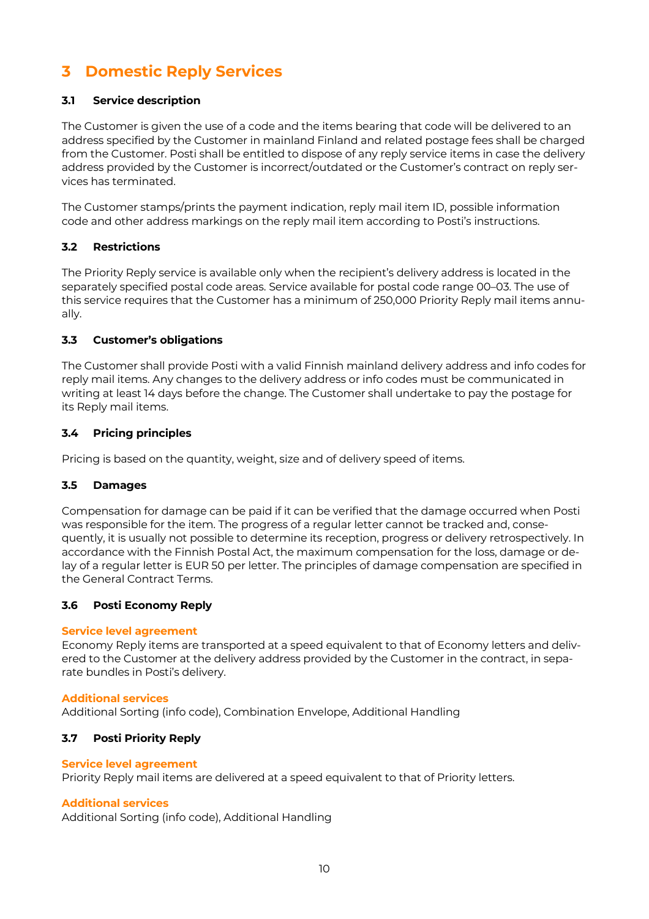# 3 Domestic Reply Services

## 3.1 Service description

The Customer is given the use of a code and the items bearing that code will be delivered to an address specified by the Customer in mainland Finland and related postage fees shall be charged from the Customer. Posti shall be entitled to dispose of any reply service items in case the delivery address provided by the Customer is incorrect/outdated or the Customer's contract on reply services has terminated.

The Customer stamps/prints the payment indication, reply mail item ID, possible information code and other address markings on the reply mail item according to Posti's instructions.

## 3.2 Restrictions

The Priority Reply service is available only when the recipient's delivery address is located in the separately specified postal code areas. Service available for postal code range 00–03. The use of this service requires that the Customer has a minimum of 250,000 Priority Reply mail items annually.

## 3.3 Customer's obligations

The Customer shall provide Posti with a valid Finnish mainland delivery address and info codes for reply mail items. Any changes to the delivery address or info codes must be communicated in writing at least 14 days before the change. The Customer shall undertake to pay the postage for its Reply mail items.

## 3.4 Pricing principles

Pricing is based on the quantity, weight, size and of delivery speed of items.

## 3.5 Damages

Compensation for damage can be paid if it can be verified that the damage occurred when Posti was responsible for the item. The progress of a regular letter cannot be tracked and, consequently, it is usually not possible to determine its reception, progress or delivery retrospectively. In accordance with the Finnish Postal Act, the maximum compensation for the loss, damage or delay of a regular letter is EUR 50 per letter. The principles of damage compensation are specified in the General Contract Terms.

## 3.6 Posti Economy Reply

**Service level agreement**
Economy Reply items are transported at a speed equivalent to that of Economy letters and delivered to the Customer at the delivery address provided by the Customer in the contract, in separate bundles in Posti's delivery.

**Additional services**
Additional Sorting (info code), Combination Envelope, Additional Handling

## 3.7 Posti Priority Reply

**Service level agreement**
Priority Reply mail items are delivered at a speed equivalent to that of Priority letters.

**Additional services**
Additional Sorting (info code), Additional Handling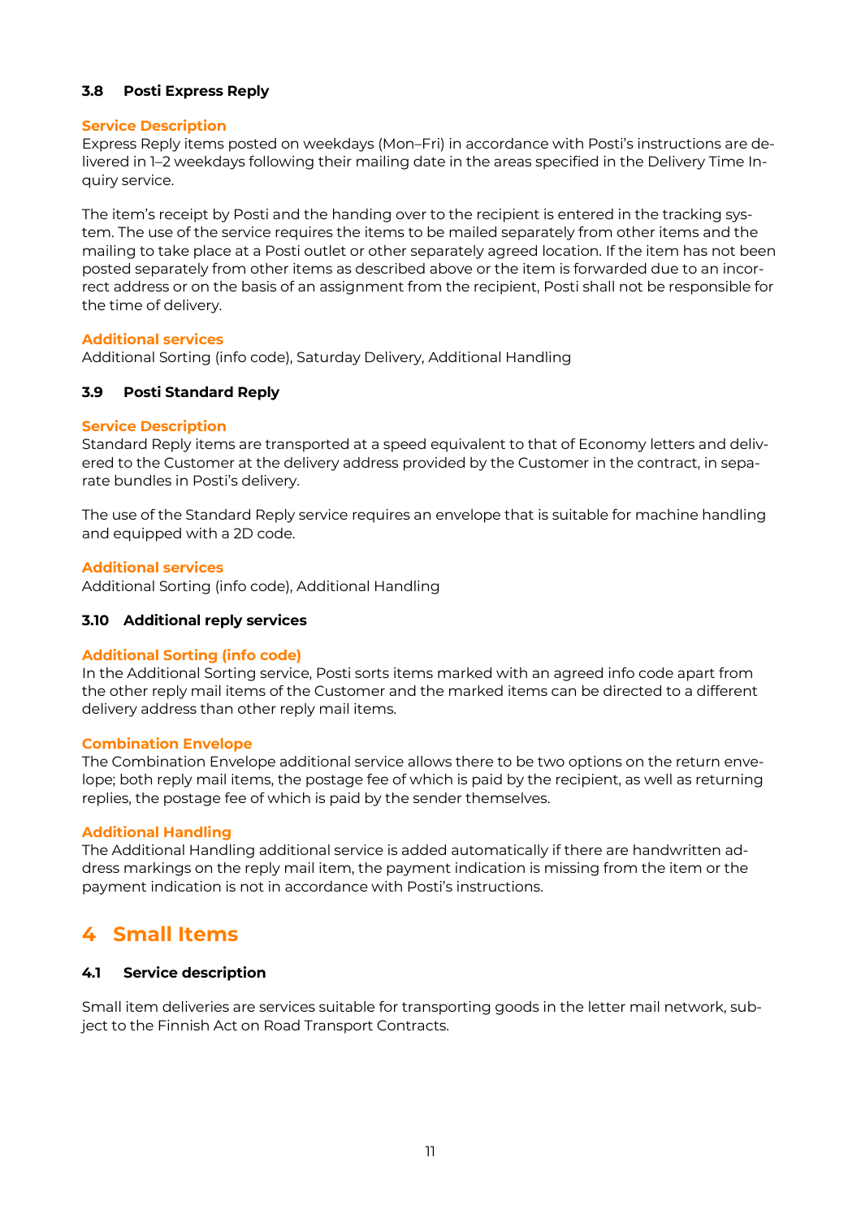### 3.8 Posti Express Reply

**Service Description**

Express Reply items posted on weekdays (Mon–Fri) in accordance with Posti's instructions are delivered in 1–2 weekdays following their mailing date in the areas specified in the Delivery Time Inquiry service.

The item's receipt by Posti and the handing over to the recipient is entered in the tracking system. The use of the service requires the items to be mailed separately from other items and the mailing to take place at a Posti outlet or other separately agreed location. If the item has not been posted separately from other items as described above or the item is forwarded due to an incorrect address or on the basis of an assignment from the recipient, Posti shall not be responsible for the time of delivery.

**Additional services**

Additional Sorting (info code), Saturday Delivery, Additional Handling

### 3.9 Posti Standard Reply

**Service Description**

Standard Reply items are transported at a speed equivalent to that of Economy letters and delivered to the Customer at the delivery address provided by the Customer in the contract, in separate bundles in Posti's delivery.

The use of the Standard Reply service requires an envelope that is suitable for machine handling and equipped with a 2D code.

**Additional services**

Additional Sorting (info code), Additional Handling

### 3.10 Additional reply services

**Additional Sorting (info code)**

In the Additional Sorting service, Posti sorts items marked with an agreed info code apart from the other reply mail items of the Customer and the marked items can be directed to a different delivery address than other reply mail items.

**Combination Envelope**

The Combination Envelope additional service allows there to be two options on the return envelope; both reply mail items, the postage fee of which is paid by the recipient, as well as returning replies, the postage fee of which is paid by the sender themselves.

**Additional Handling**

The Additional Handling additional service is added automatically if there are handwritten address markings on the reply mail item, the payment indication is missing from the item or the payment indication is not in accordance with Posti's instructions.

## 4 Small Items

### 4.1 Service description

Small item deliveries are services suitable for transporting goods in the letter mail network, subject to the Finnish Act on Road Transport Contracts.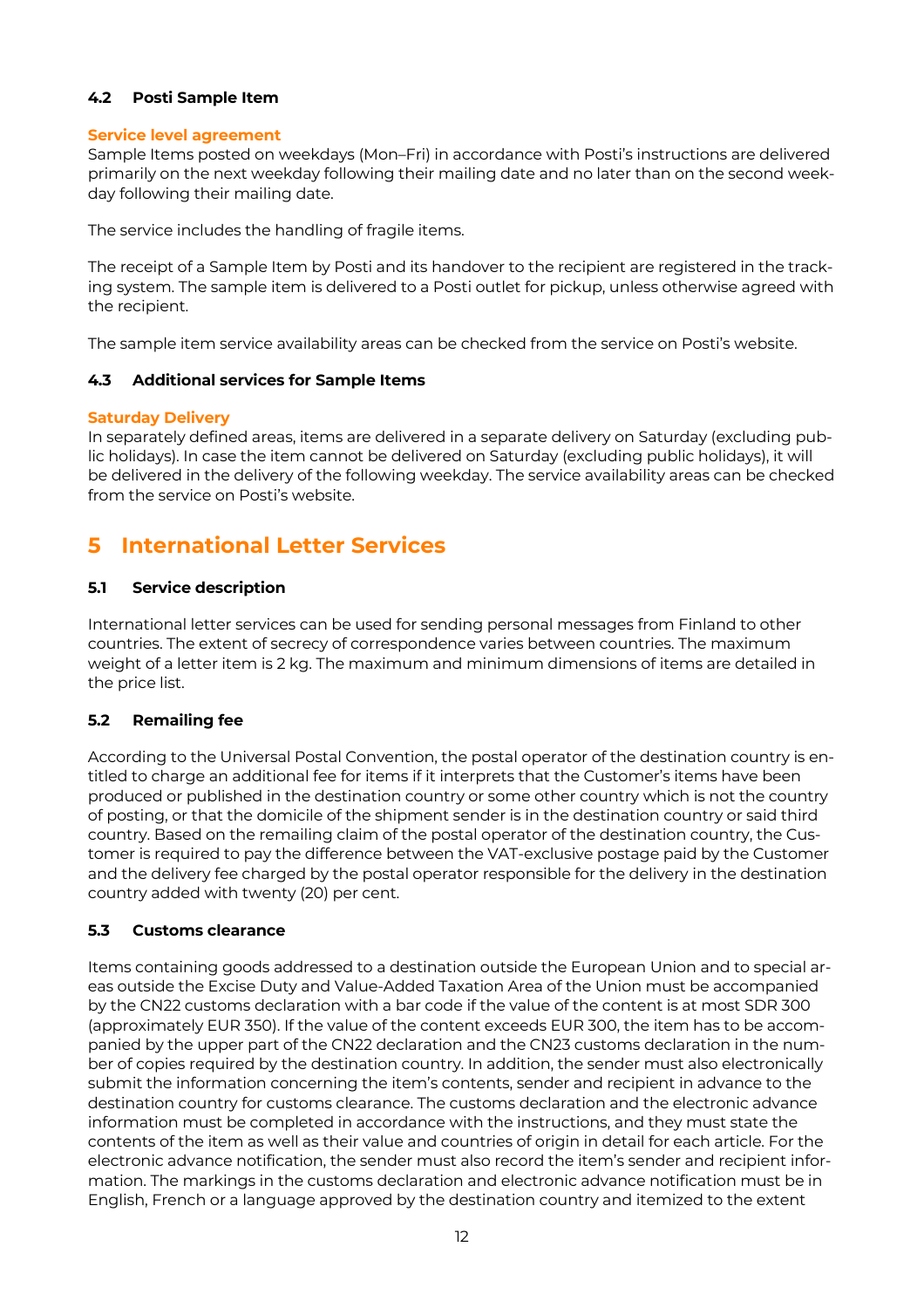### 4.2 Posti Sample Item

**Service level agreement**
Sample Items posted on weekdays (Mon–Fri) in accordance with Posti's instructions are delivered primarily on the next weekday following their mailing date and no later than on the second weekday following their mailing date.

The service includes the handling of fragile items.

The receipt of a Sample Item by Posti and its handover to the recipient are registered in the tracking system. The sample item is delivered to a Posti outlet for pickup, unless otherwise agreed with the recipient.

The sample item service availability areas can be checked from the service on Posti's website.

### 4.3 Additional services for Sample Items

**Saturday Delivery**
In separately defined areas, items are delivered in a separate delivery on Saturday (excluding public holidays). In case the item cannot be delivered on Saturday (excluding public holidays), it will be delivered in the delivery of the following weekday. The service availability areas can be checked from the service on Posti's website.

## 5 International Letter Services

### 5.1 Service description

International letter services can be used for sending personal messages from Finland to other countries. The extent of secrecy of correspondence varies between countries. The maximum weight of a letter item is 2 kg. The maximum and minimum dimensions of items are detailed in the price list.

### 5.2 Remailing fee

According to the Universal Postal Convention, the postal operator of the destination country is entitled to charge an additional fee for items if it interprets that the Customer's items have been produced or published in the destination country or some other country which is not the country of posting, or that the domicile of the shipment sender is in the destination country or said third country. Based on the remailing claim of the postal operator of the destination country, the Customer is required to pay the difference between the VAT-exclusive postage paid by the Customer and the delivery fee charged by the postal operator responsible for the delivery in the destination country added with twenty (20) per cent.

### 5.3 Customs clearance

Items containing goods addressed to a destination outside the European Union and to special areas outside the Excise Duty and Value-Added Taxation Area of the Union must be accompanied by the CN22 customs declaration with a bar code if the value of the content is at most SDR 300 (approximately EUR 350). If the value of the content exceeds EUR 300, the item has to be accompanied by the upper part of the CN22 declaration and the CN23 customs declaration in the number of copies required by the destination country. In addition, the sender must also electronically submit the information concerning the item's contents, sender and recipient in advance to the destination country for customs clearance. The customs declaration and the electronic advance information must be completed in accordance with the instructions, and they must state the contents of the item as well as their value and countries of origin in detail for each article. For the electronic advance notification, the sender must also record the item's sender and recipient information. The markings in the customs declaration and electronic advance notification must be in English, French or a language approved by the destination country and itemized to the extent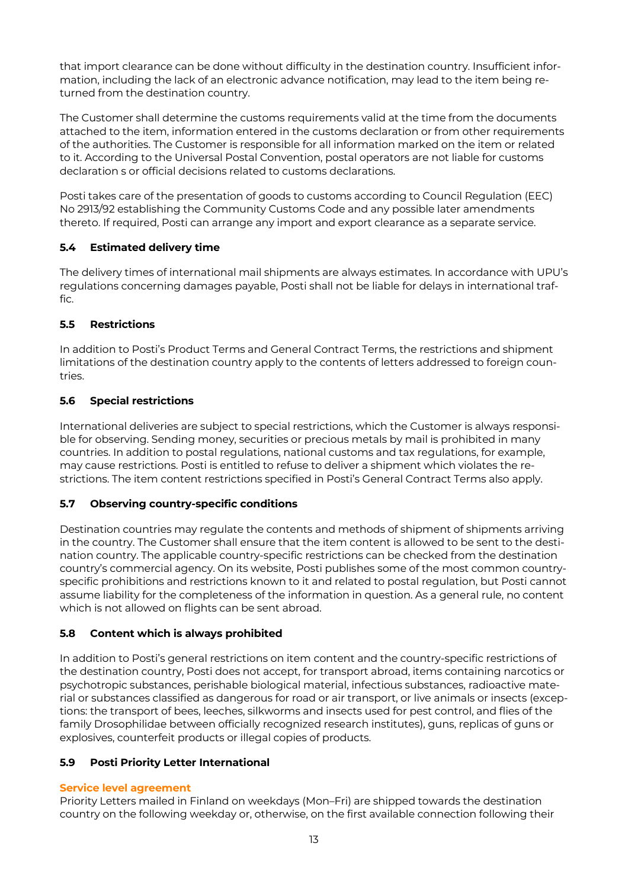that import clearance can be done without difficulty in the destination country. Insufficient information, including the lack of an electronic advance notification, may lead to the item being returned from the destination country.

The Customer shall determine the customs requirements valid at the time from the documents attached to the item, information entered in the customs declaration or from other requirements of the authorities. The Customer is responsible for all information marked on the item or related to it. According to the Universal Postal Convention, postal operators are not liable for customs declaration s or official decisions related to customs declarations.

Posti takes care of the presentation of goods to customs according to Council Regulation (EEC) No 2913/92 establishing the Community Customs Code and any possible later amendments thereto. If required, Posti can arrange any import and export clearance as a separate service.

### 5.4 Estimated delivery time

The delivery times of international mail shipments are always estimates. In accordance with UPU's regulations concerning damages payable, Posti shall not be liable for delays in international traffic.

### 5.5 Restrictions

In addition to Posti's Product Terms and General Contract Terms, the restrictions and shipment limitations of the destination country apply to the contents of letters addressed to foreign countries.

### 5.6 Special restrictions

International deliveries are subject to special restrictions, which the Customer is always responsible for observing. Sending money, securities or precious metals by mail is prohibited in many countries. In addition to postal regulations, national customs and tax regulations, for example, may cause restrictions. Posti is entitled to refuse to deliver a shipment which violates the restrictions. The item content restrictions specified in Posti's General Contract Terms also apply.

### 5.7 Observing country-specific conditions

Destination countries may regulate the contents and methods of shipment of shipments arriving in the country. The Customer shall ensure that the item content is allowed to be sent to the destination country. The applicable country-specific restrictions can be checked from the destination country's commercial agency. On its website, Posti publishes some of the most common country-specific prohibitions and restrictions known to it and related to postal regulation, but Posti cannot assume liability for the completeness of the information in question. As a general rule, no content which is not allowed on flights can be sent abroad.

### 5.8 Content which is always prohibited

In addition to Posti's general restrictions on item content and the country-specific restrictions of the destination country, Posti does not accept, for transport abroad, items containing narcotics or psychotropic substances, perishable biological material, infectious substances, radioactive material or substances classified as dangerous for road or air transport, or live animals or insects (exceptions: the transport of bees, leeches, silkworms and insects used for pest control, and flies of the family Drosophilidae between officially recognized research institutes), guns, replicas of guns or explosives, counterfeit products or illegal copies of products.

### 5.9 Posti Priority Letter International

**Service level agreement**

Priority Letters mailed in Finland on weekdays (Mon–Fri) are shipped towards the destination country on the following weekday or, otherwise, on the first available connection following their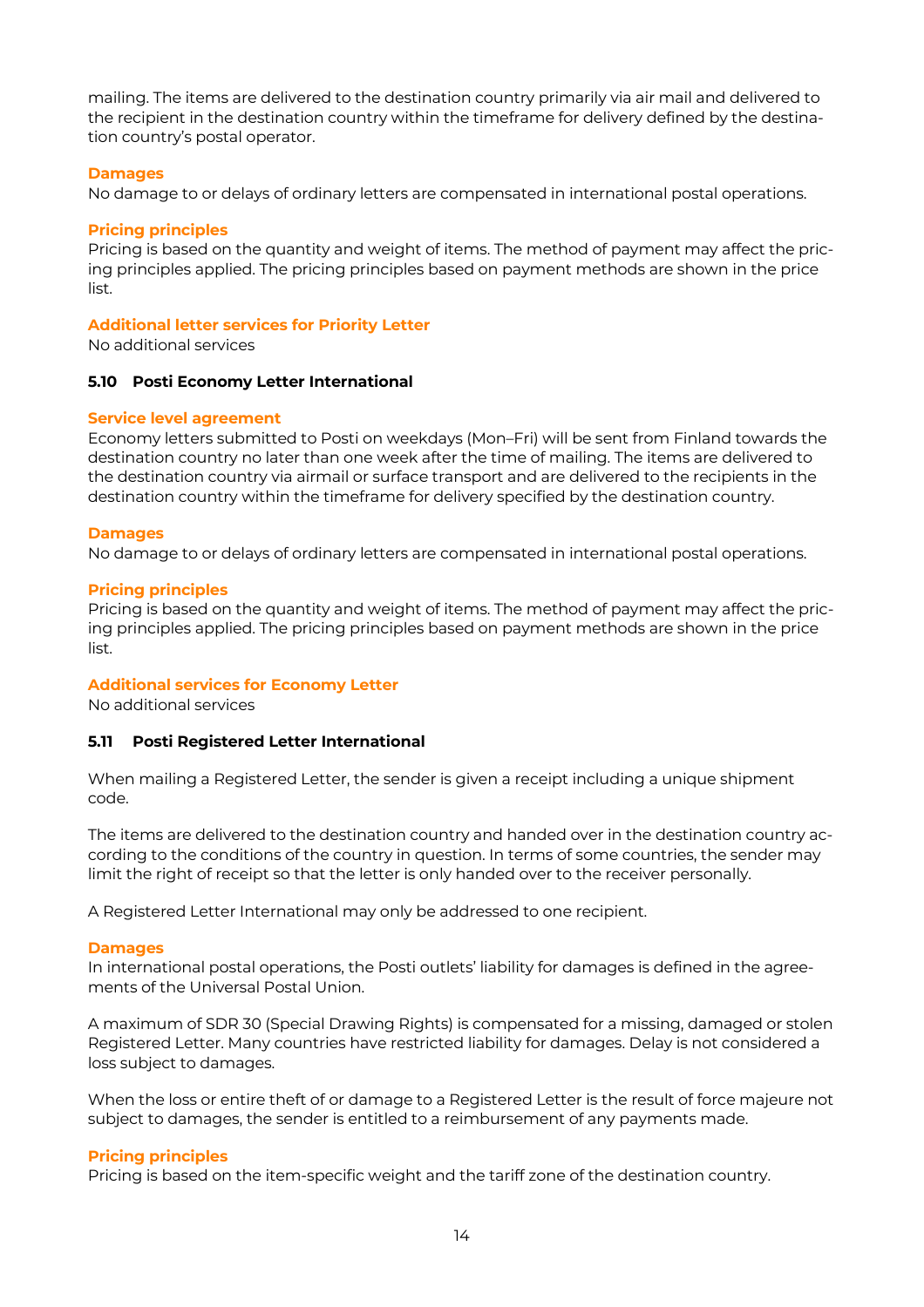mailing. The items are delivered to the destination country primarily via air mail and delivered to the recipient in the destination country within the timeframe for delivery defined by the destination country's postal operator.

**Damages**

No damage to or delays of ordinary letters are compensated in international postal operations.

**Pricing principles**

Pricing is based on the quantity and weight of items. The method of payment may affect the pricing principles applied. The pricing principles based on payment methods are shown in the price list.

**Additional letter services for Priority Letter**

No additional services

### 5.10 Posti Economy Letter International

**Service level agreement**

Economy letters submitted to Posti on weekdays (Mon–Fri) will be sent from Finland towards the destination country no later than one week after the time of mailing. The items are delivered to the destination country via airmail or surface transport and are delivered to the recipients in the destination country within the timeframe for delivery specified by the destination country.

**Damages**

No damage to or delays of ordinary letters are compensated in international postal operations.

**Pricing principles**

Pricing is based on the quantity and weight of items. The method of payment may affect the pricing principles applied. The pricing principles based on payment methods are shown in the price list.

**Additional services for Economy Letter**

No additional services

### 5.11 Posti Registered Letter International

When mailing a Registered Letter, the sender is given a receipt including a unique shipment code.

The items are delivered to the destination country and handed over in the destination country according to the conditions of the country in question. In terms of some countries, the sender may limit the right of receipt so that the letter is only handed over to the receiver personally.

A Registered Letter International may only be addressed to one recipient.

**Damages**

In international postal operations, the Posti outlets' liability for damages is defined in the agreements of the Universal Postal Union.

A maximum of SDR 30 (Special Drawing Rights) is compensated for a missing, damaged or stolen Registered Letter. Many countries have restricted liability for damages. Delay is not considered a loss subject to damages.

When the loss or entire theft of or damage to a Registered Letter is the result of force majeure not subject to damages, the sender is entitled to a reimbursement of any payments made.

**Pricing principles**

Pricing is based on the item-specific weight and the tariff zone of the destination country.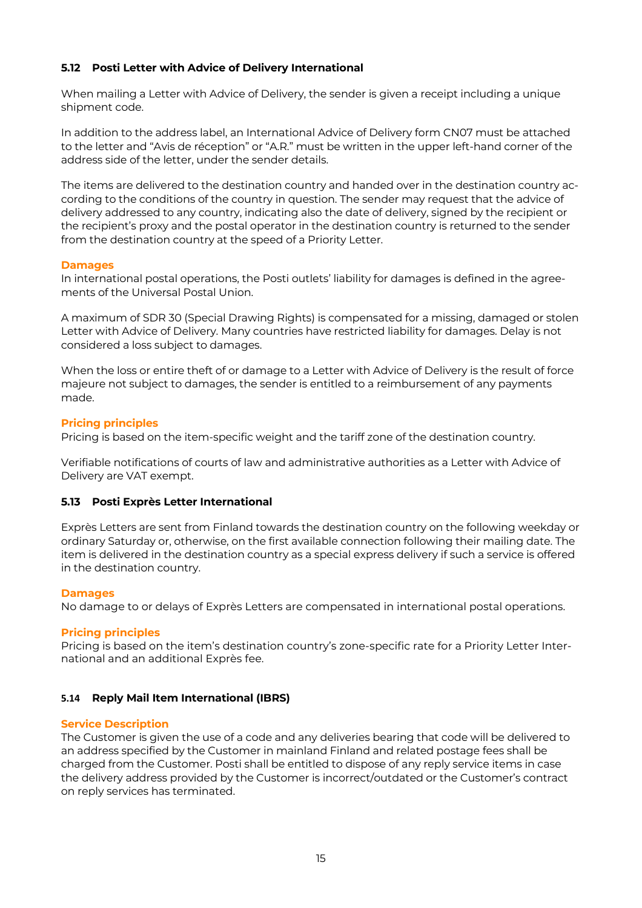### 5.12 Posti Letter with Advice of Delivery International

When mailing a Letter with Advice of Delivery, the sender is given a receipt including a unique shipment code.

In addition to the address label, an International Advice of Delivery form CN07 must be attached to the letter and "Avis de réception" or "A.R." must be written in the upper left-hand corner of the address side of the letter, under the sender details.

The items are delivered to the destination country and handed over in the destination country according to the conditions of the country in question. The sender may request that the advice of delivery addressed to any country, indicating also the date of delivery, signed by the recipient or the recipient's proxy and the postal operator in the destination country is returned to the sender from the destination country at the speed of a Priority Letter.

#### Damages

In international postal operations, the Posti outlets' liability for damages is defined in the agreements of the Universal Postal Union.

A maximum of SDR 30 (Special Drawing Rights) is compensated for a missing, damaged or stolen Letter with Advice of Delivery. Many countries have restricted liability for damages. Delay is not considered a loss subject to damages.

When the loss or entire theft of or damage to a Letter with Advice of Delivery is the result of force majeure not subject to damages, the sender is entitled to a reimbursement of any payments made.

#### Pricing principles

Pricing is based on the item-specific weight and the tariff zone of the destination country.

Verifiable notifications of courts of law and administrative authorities as a Letter with Advice of Delivery are VAT exempt.

### 5.13 Posti Exprès Letter International

Exprès Letters are sent from Finland towards the destination country on the following weekday or ordinary Saturday or, otherwise, on the first available connection following their mailing date. The item is delivered in the destination country as a special express delivery if such a service is offered in the destination country.

#### Damages

No damage to or delays of Exprès Letters are compensated in international postal operations.

#### Pricing principles

Pricing is based on the item's destination country's zone-specific rate for a Priority Letter International and an additional Exprès fee.

### 5.14 Reply Mail Item International (IBRS)

#### Service Description

The Customer is given the use of a code and any deliveries bearing that code will be delivered to an address specified by the Customer in mainland Finland and related postage fees shall be charged from the Customer. Posti shall be entitled to dispose of any reply service items in case the delivery address provided by the Customer is incorrect/outdated or the Customer's contract on reply services has terminated.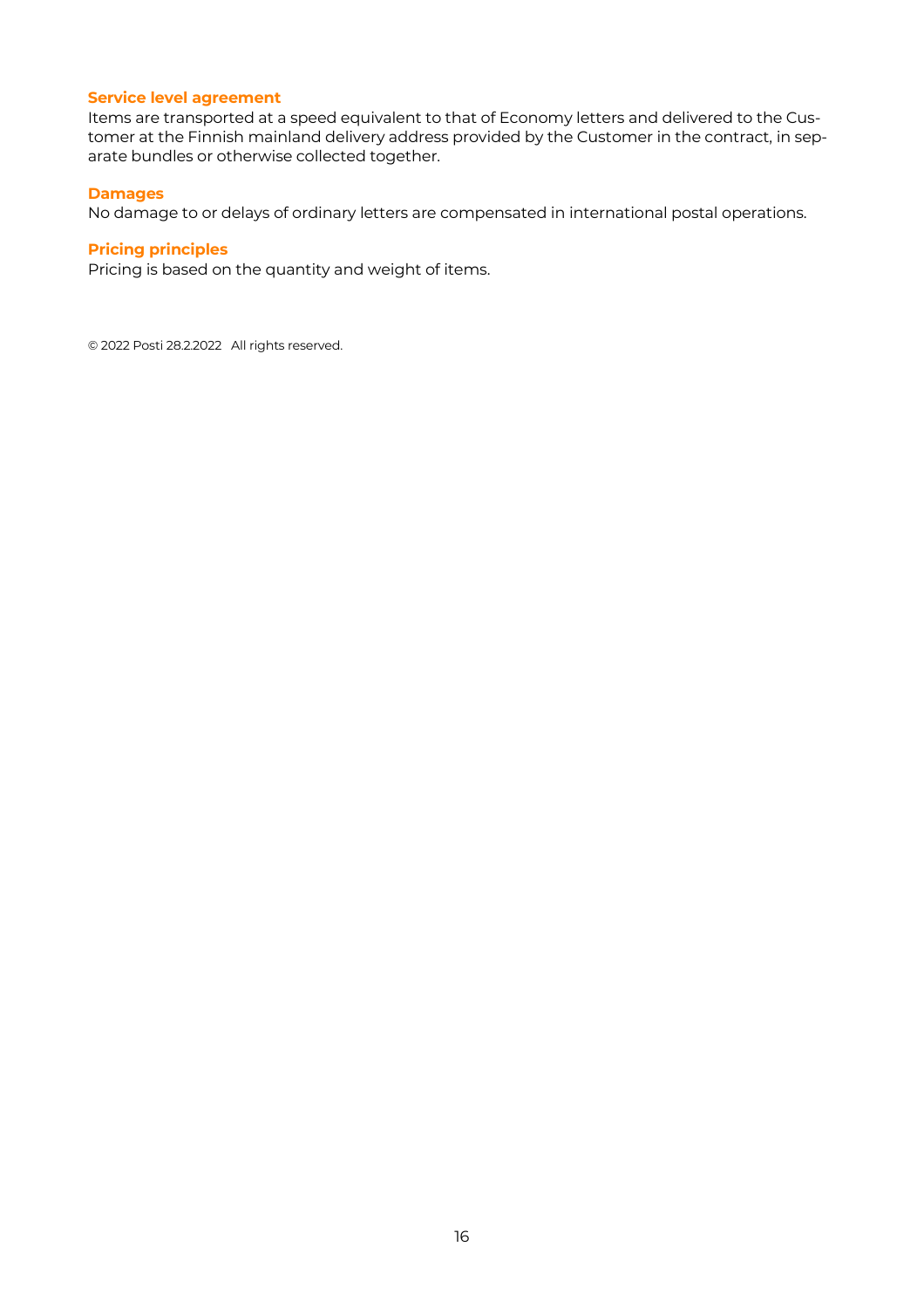### Service level agreement

Items are transported at a speed equivalent to that of Economy letters and delivered to the Customer at the Finnish mainland delivery address provided by the Customer in the contract, in separate bundles or otherwise collected together.

### Damages

No damage to or delays of ordinary letters are compensated in international postal operations.

### Pricing principles

Pricing is based on the quantity and weight of items.

© 2022 Posti 28.2.2022 All rights reserved.